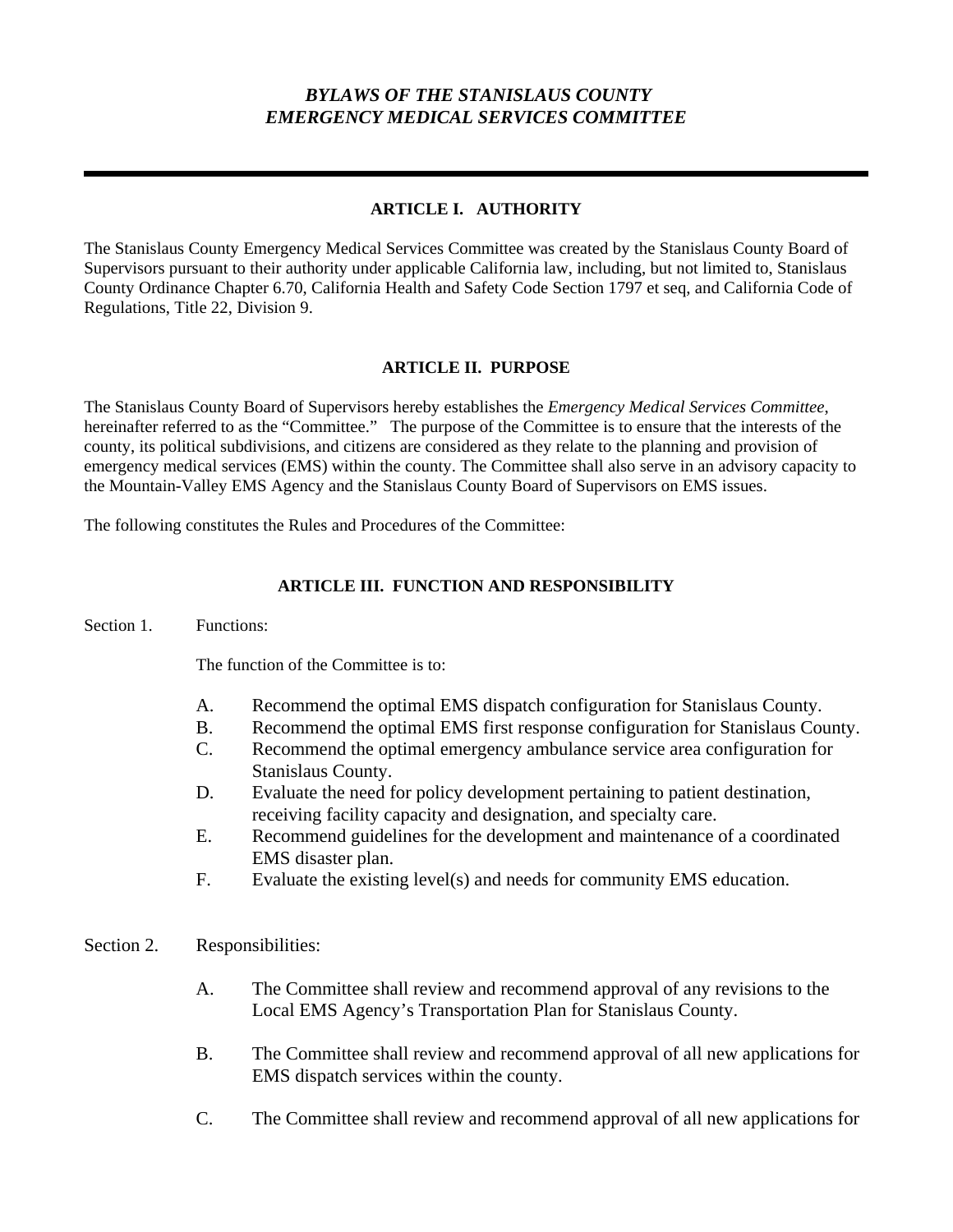# *BYLAWS OF THE STANISLAUS COUNTY EMERGENCY MEDICAL SERVICES COMMITTEE*

---

## ARTICLE I. AUTHORITY

The Stanislaus County Emergency Medical Services Committee was created by the Stanislaus County Board of Supervisors pursuant to their authority under applicable California law, including, but not limited to, Stanislaus County Ordinance Chapter 6.70, California Health and Safety Code Section 1797 et seq, and California Code of Regulations, Title 22, Division 9.

## ARTICLE II. PURPOSE

The Stanislaus County Board of Supervisors hereby establishes the *Emergency Medical Services Committee*, hereinafter referred to as the "Committee." The purpose of the Committee is to ensure that the interests of the county, its political subdivisions, and citizens are considered as they relate to the planning and provision of emergency medical services (EMS) within the county. The Committee shall also serve in an advisory capacity to the Mountain-Valley EMS Agency and the Stanislaus County Board of Supervisors on EMS issues.

The following constitutes the Rules and Procedures of the Committee:

## ARTICLE III. FUNCTION AND RESPONSIBILITY

Section 1. Functions:

The function of the Committee is to:

A. Recommend the optimal EMS dispatch configuration for Stanislaus County.

B. Recommend the optimal EMS first response configuration for Stanislaus County.

C. Recommend the optimal emergency ambulance service area configuration for Stanislaus County.

D. Evaluate the need for policy development pertaining to patient destination, receiving facility capacity and designation, and specialty care.

E. Recommend guidelines for the development and maintenance of a coordinated EMS disaster plan.

F. Evaluate the existing level(s) and needs for community EMS education.

Section 2. Responsibilities:

A. The Committee shall review and recommend approval of any revisions to the Local EMS Agency's Transportation Plan for Stanislaus County.

B. The Committee shall review and recommend approval of all new applications for EMS dispatch services within the county.

C. The Committee shall review and recommend approval of all new applications for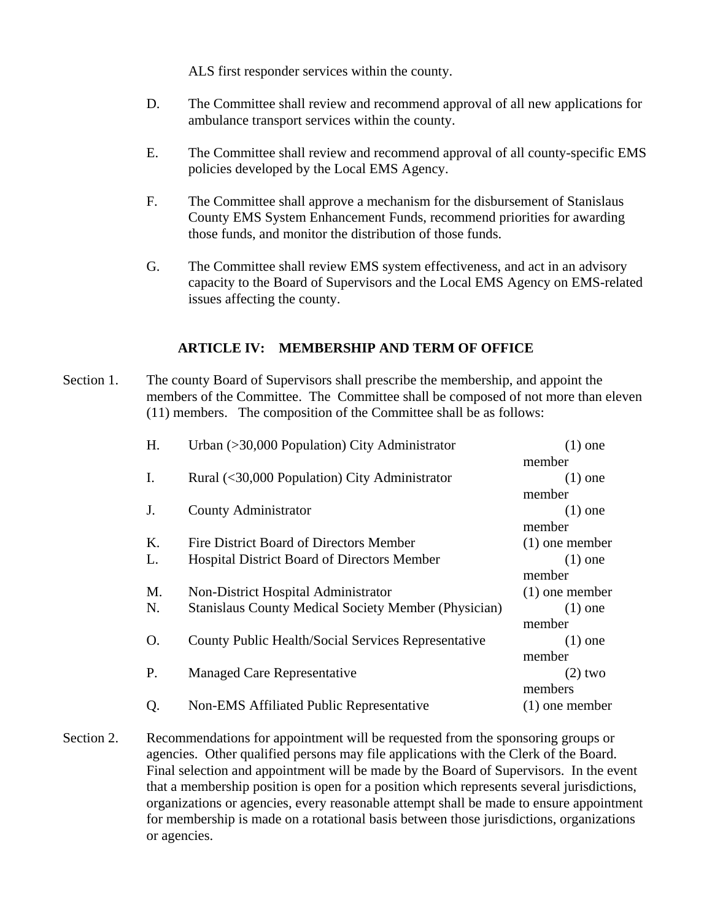ALS first responder services within the county.

D. The Committee shall review and recommend approval of all new applications for ambulance transport services within the county.

E. The Committee shall review and recommend approval of all county-specific EMS policies developed by the Local EMS Agency.

F. The Committee shall approve a mechanism for the disbursement of Stanislaus County EMS System Enhancement Funds, recommend priorities for awarding those funds, and monitor the distribution of those funds.

G. The Committee shall review EMS system effectiveness, and act in an advisory capacity to the Board of Supervisors and the Local EMS Agency on EMS-related issues affecting the county.

## ARTICLE IV: MEMBERSHIP AND TERM OF OFFICE

Section 1. The county Board of Supervisors shall prescribe the membership, and appoint the members of the Committee. The Committee shall be composed of not more than eleven (11) members. The composition of the Committee shall be as follows:

| | | |
|---|---|---|
| H. | Urban (>30,000 Population) City Administrator | (1) one member |
| I. | Rural (<30,000 Population) City Administrator | (1) one member |
| J. | County Administrator | (1) one member |
| K. | Fire District Board of Directors Member | (1) one member |
| L. | Hospital District Board of Directors Member | (1) one member |
| M. | Non-District Hospital Administrator | (1) one member |
| N. | Stanislaus County Medical Society Member (Physician) | (1) one member |
| O. | County Public Health/Social Services Representative | (1) one member |
| P. | Managed Care Representative | (2) two members |
| Q. | Non-EMS Affiliated Public Representative | (1) one member |

Section 2. Recommendations for appointment will be requested from the sponsoring groups or agencies. Other qualified persons may file applications with the Clerk of the Board. Final selection and appointment will be made by the Board of Supervisors. In the event that a membership position is open for a position which represents several jurisdictions, organizations or agencies, every reasonable attempt shall be made to ensure appointment for membership is made on a rotational basis between those jurisdictions, organizations or agencies.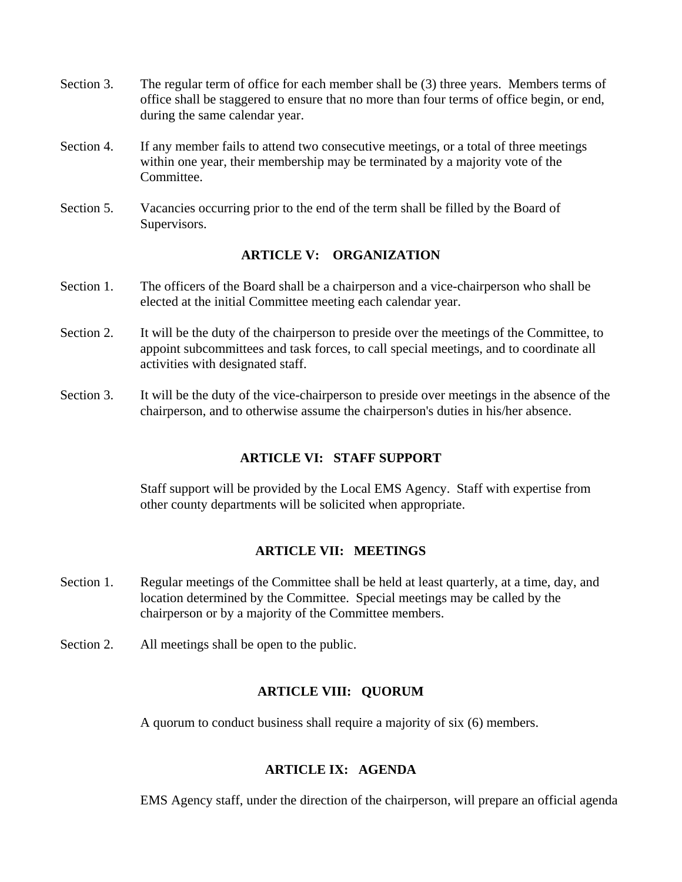Section 3. The regular term of office for each member shall be (3) three years. Members terms of office shall be staggered to ensure that no more than four terms of office begin, or end, during the same calendar year.

Section 4. If any member fails to attend two consecutive meetings, or a total of three meetings within one year, their membership may be terminated by a majority vote of the Committee.

Section 5. Vacancies occurring prior to the end of the term shall be filled by the Board of Supervisors.

## ARTICLE V: ORGANIZATION

Section 1. The officers of the Board shall be a chairperson and a vice-chairperson who shall be elected at the initial Committee meeting each calendar year.

Section 2. It will be the duty of the chairperson to preside over the meetings of the Committee, to appoint subcommittees and task forces, to call special meetings, and to coordinate all activities with designated staff.

Section 3. It will be the duty of the vice-chairperson to preside over meetings in the absence of the chairperson, and to otherwise assume the chairperson's duties in his/her absence.

## ARTICLE VI: STAFF SUPPORT

Staff support will be provided by the Local EMS Agency. Staff with expertise from other county departments will be solicited when appropriate.

## ARTICLE VII: MEETINGS

Section 1. Regular meetings of the Committee shall be held at least quarterly, at a time, day, and location determined by the Committee. Special meetings may be called by the chairperson or by a majority of the Committee members.

Section 2. All meetings shall be open to the public.

## ARTICLE VIII: QUORUM

A quorum to conduct business shall require a majority of six (6) members.

## ARTICLE IX: AGENDA

EMS Agency staff, under the direction of the chairperson, will prepare an official agenda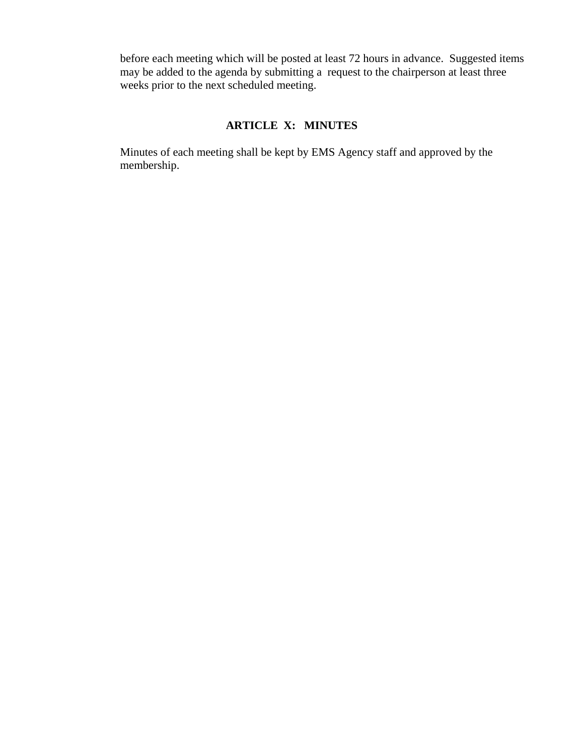before each meeting which will be posted at least 72 hours in advance. Suggested items may be added to the agenda by submitting a request to the chairperson at least three weeks prior to the next scheduled meeting.

## ARTICLE X: MINUTES

Minutes of each meeting shall be kept by EMS Agency staff and approved by the membership.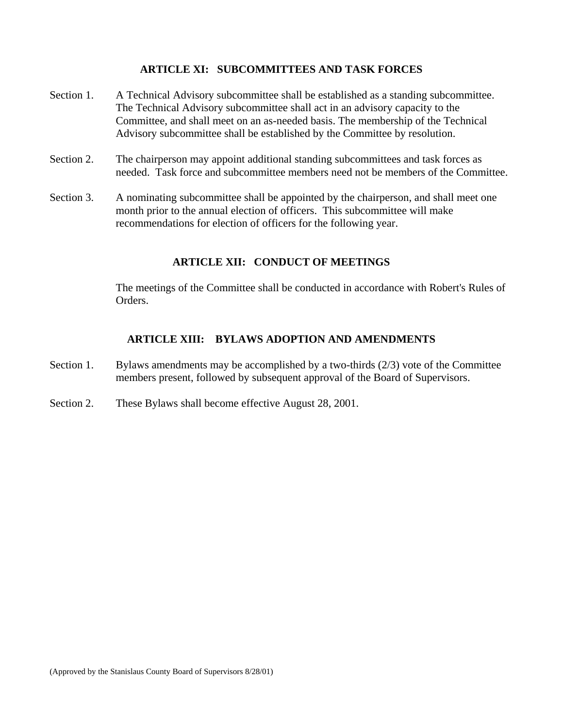## ARTICLE XI: SUBCOMMITTEES AND TASK FORCES

Section 1. A Technical Advisory subcommittee shall be established as a standing subcommittee. The Technical Advisory subcommittee shall act in an advisory capacity to the Committee, and shall meet on an as-needed basis. The membership of the Technical Advisory subcommittee shall be established by the Committee by resolution.

Section 2. The chairperson may appoint additional standing subcommittees and task forces as needed. Task force and subcommittee members need not be members of the Committee.

Section 3. A nominating subcommittee shall be appointed by the chairperson, and shall meet one month prior to the annual election of officers. This subcommittee will make recommendations for election of officers for the following year.

## ARTICLE XII: CONDUCT OF MEETINGS

The meetings of the Committee shall be conducted in accordance with Robert's Rules of Orders.

## ARTICLE XIII: BYLAWS ADOPTION AND AMENDMENTS

Section 1. Bylaws amendments may be accomplished by a two-thirds (2/3) vote of the Committee members present, followed by subsequent approval of the Board of Supervisors.

Section 2. These Bylaws shall become effective August 28, 2001.

(Approved by the Stanislaus County Board of Supervisors 8/28/01)